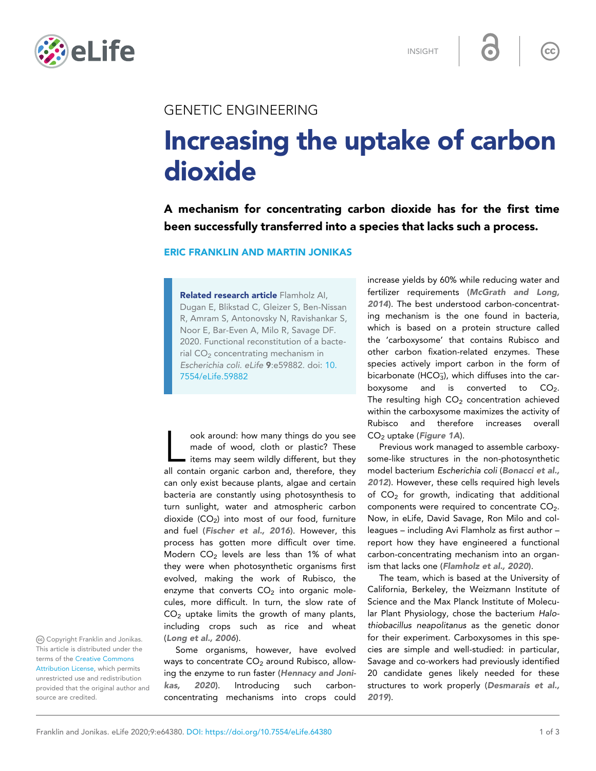GENETIC ENGINEERING

# Increasing the uptake of carbon dioxide

**A mechanism for concentrating carbon dioxide has for the first time been successfully transferred into a species that lacks such a process.**

**ERIC FRANKLIN AND MARTIN JONIKAS**

**Related research article** Flamholz AI, Dugan E, Blikstad C, Gleizer S, Ben-Nissan R, Amram S, Antonovsky N, Ravishankar S, Noor E, Bar-Even A, Milo R, Savage DF. 2020. Functional reconstitution of a bacterial $CO_2$ concentrating mechanism in *Escherichia coli*. *eLife* **9**:e59882. doi: 10.7554/eLife.59882

Look around: how many things do you see made of wood, cloth or plastic? These items may seem wildly different, but they all contain organic carbon and, therefore, they can only exist because plants, algae and certain bacteria are constantly using photosynthesis to turn sunlight, water and atmospheric carbon dioxide ($CO_2$) into most of our food, furniture and fuel (***Fischer et al., 2016***). However, this process has gotten more difficult over time. Modern $CO_2$ levels are less than 1% of what they were when photosynthetic organisms first evolved, making the work of Rubisco, the enzyme that converts $CO_2$ into organic molecules, more difficult. In turn, the slow rate of $CO_2$ uptake limits the growth of many plants, including crops such as rice and wheat (***Long et al., 2006***).

Some organisms, however, have evolved ways to concentrate $CO_2$ around Rubisco, allowing the enzyme to run faster (***Hennacy and Jonikas, 2020***). Introducing such carbon-concentrating mechanisms into crops could increase yields by 60% while reducing water and fertilizer requirements (***McGrath and Long, 2014***). The best understood carbon-concentrating mechanism is the one found in bacteria, which is based on a protein structure called the 'carboxysome' that contains Rubisco and other carbon fixation-related enzymes. These species actively import carbon in the form of bicarbonate ($HCO_3^-$), which diffuses into the carboxysome and is converted to $CO_2$. The resulting high $CO_2$ concentration achieved within the carboxysome maximizes the activity of Rubisco and therefore increases overall $CO_2$ uptake (***Figure 1A***).

Previous work managed to assemble carboxysome-like structures in the non-photosynthetic model bacterium *Escherichia coli* (***Bonacci et al., 2012***). However, these cells required high levels of $CO_2$ for growth, indicating that additional components were required to concentrate $CO_2$. Now, in eLife, David Savage, Ron Milo and colleagues – including Avi Flamholz as first author – report how they have engineered a functional carbon-concentrating mechanism into an organism that lacks one (***Flamholz et al., 2020***).

The team, which is based at the University of California, Berkeley, the Weizmann Institute of Science and the Max Planck Institute of Molecular Plant Physiology, chose the bacterium *Halothiobacillus neapolitanus* as the genetic donor for their experiment. Carboxysomes in this species are simple and well-studied: in particular, Savage and co-workers had previously identified 20 candidate genes likely needed for these structures to work properly (***Desmarais et al., 2019***).

Copyright Franklin and Jonikas. This article is distributed under the terms of the Creative Commons Attribution License, which permits unrestricted use and redistribution provided that the original author and source are credited.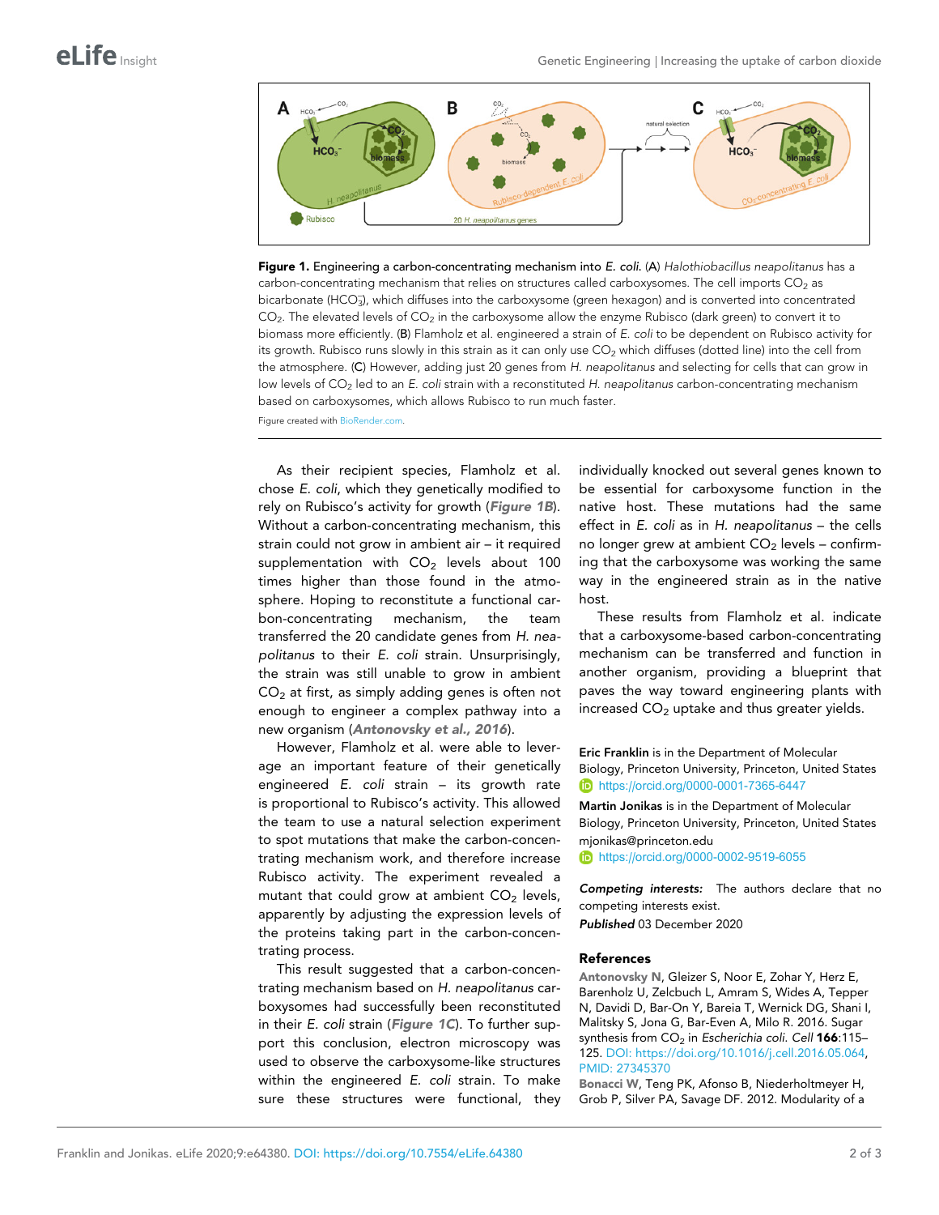**Figure 1. Engineering a carbon-concentrating mechanism into *E. coli*.** (**A**) *Halothiobacillus neapolitanus* has a carbon-concentrating mechanism that relies on structures called carboxysomes. The cell imports $CO_2$ as bicarbonate ($HCO_3^-$), which diffuses into the carboxysome (green hexagon) and is converted into concentrated $CO_2$. The elevated levels of $CO_2$ in the carboxysome allow the enzyme Rubisco (dark green) to convert it to biomass more efficiently. (**B**) Flamholz et al. engineered a strain of *E. coli* to be dependent on Rubisco activity for its growth. Rubisco runs slowly in this strain as it can only use $CO_2$ which diffuses (dotted line) into the cell from the atmosphere. (**C**) However, adding just 20 genes from *H. neapolitanus* and selecting for cells that can grow in low levels of $CO_2$ led to an *E. coli* strain with a reconstituted *H. neapolitanus* carbon-concentrating mechanism based on carboxysomes, which allows Rubisco to run much faster.

Figure created with BioRender.com.

As their recipient species, Flamholz et al. chose *E. coli*, which they genetically modified to rely on Rubisco's activity for growth (***Figure 1B***). Without a carbon-concentrating mechanism, this strain could not grow in ambient air – it required supplementation with $CO_2$ levels about 100 times higher than those found in the atmosphere. Hoping to reconstitute a functional carbon-concentrating mechanism, the team transferred the 20 candidate genes from *H. neapolitanus* to their *E. coli* strain. Unsurprisingly, the strain was still unable to grow in ambient $CO_2$ at first, as simply adding genes is often not enough to engineer a complex pathway into a new organism (***Antonovsky et al., 2016***).

However, Flamholz et al. were able to leverage an important feature of their genetically engineered *E. coli* strain – its growth rate is proportional to Rubisco's activity. This allowed the team to use a natural selection experiment to spot mutations that make the carbon-concentrating mechanism work, and therefore increase Rubisco activity. The experiment revealed a mutant that could grow at ambient $CO_2$ levels, apparently by adjusting the expression levels of the proteins taking part in the carbon-concentrating process.

This result suggested that a carbon-concentrating mechanism based on *H. neapolitanus* carboxysomes had successfully been reconstituted in their *E. coli* strain (***Figure 1C***). To further support this conclusion, electron microscopy was used to observe the carboxysome-like structures within the engineered *E. coli* strain. To make sure these structures were functional, they individually knocked out several genes known to be essential for carboxysome function in the native host. These mutations had the same effect in *E. coli* as in *H. neapolitanus* – the cells no longer grew at ambient $CO_2$ levels – confirming that the carboxysome was working the same way in the engineered strain as in the native host.

These results from Flamholz et al. indicate that a carboxysome-based carbon-concentrating mechanism can be transferred and function in another organism, providing a blueprint that paves the way toward engineering plants with increased $CO_2$ uptake and thus greater yields.

**Eric Franklin** is in the Department of Molecular Biology, Princeton University, Princeton, United States
https://orcid.org/0000-0001-7365-6447

**Martin Jonikas** is in the Department of Molecular Biology, Princeton University, Princeton, United States
mjonikas@princeton.edu
https://orcid.org/0000-0002-9519-6055

***Competing interests:*** The authors declare that no competing interests exist.

***Published*** 03 December 2020

## References

Antonovsky N, Gleizer S, Noor E, Zohar Y, Herz E, Barenholz U, Zelcbuch L, Amram S, Wides A, Tepper N, Davidi D, Bar-On Y, Bareia T, Wernick DG, Shani I, Malitsky S, Jona G, Bar-Even A, Milo R. 2016. Sugar synthesis from $CO_2$ in *Escherichia coli*. *Cell* **166**:115–125. DOI: https://doi.org/10.1016/j.cell.2016.05.064, PMID: 27345370

Bonacci W, Teng PK, Afonso B, Niederholtmeyer H, Grob P, Silver PA, Savage DF. 2012. Modularity of a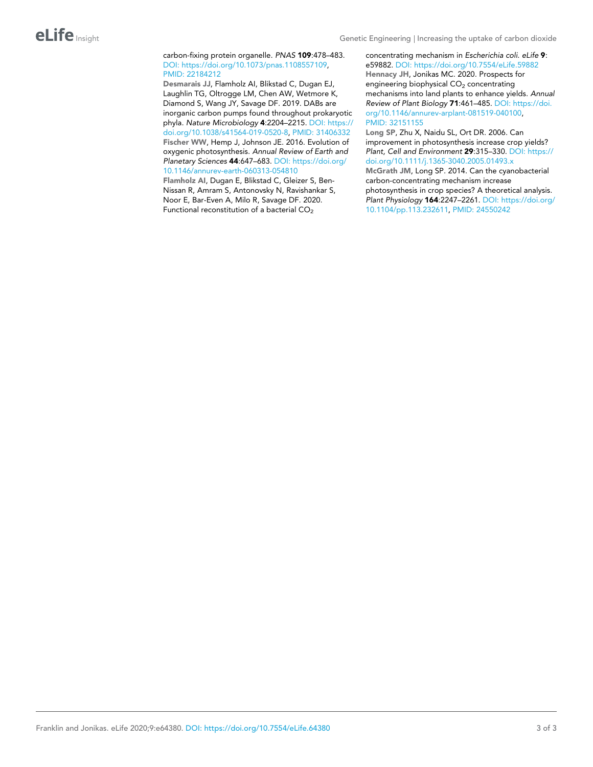carbon-fixing protein organelle. *PNAS* **109**:478–483. DOI: https://doi.org/10.1073/pnas.1108557109, PMID: 22184212

**Desmarais JJ**, Flamholz AI, Blikstad C, Dugan EJ, Laughlin TG, Oltrogge LM, Chen AW, Wetmore K, Diamond S, Wang JY, Savage DF. 2019. DABs are inorganic carbon pumps found throughout prokaryotic phyla. *Nature Microbiology* **4**:2204–2215. DOI: https://doi.org/10.1038/s41564-019-0520-8, PMID: 31406332

**Fischer WW**, Hemp J, Johnson JE. 2016. Evolution of oxygenic photosynthesis. *Annual Review of Earth and Planetary Sciences* **44**:647–683. DOI: https://doi.org/10.1146/annurev-earth-060313-054810

**Flamholz AI**, Dugan E, Blikstad C, Gleizer S, Ben-Nissan R, Amram S, Antonovsky N, Ravishankar S, Noor E, Bar-Even A, Milo R, Savage DF. 2020. Functional reconstitution of a bacterial $CO_2$ concentrating mechanism in *Escherichia coli*. *eLife* **9**: e59882. DOI: https://doi.org/10.7554/eLife.59882

**Hennacy JH**, Jonikas MC. 2020. Prospects for engineering biophysical $CO_2$ concentrating mechanisms into land plants to enhance yields. *Annual Review of Plant Biology* **71**:461–485. DOI: https://doi.org/10.1146/annurev-arplant-081519-040100, PMID: 32151155

**Long SP**, Zhu X, Naidu SL, Ort DR. 2006. Can improvement in photosynthesis increase crop yields? *Plant, Cell and Environment* **29**:315–330. DOI: https://doi.org/10.1111/j.1365-3040.2005.01493.x

**McGrath JM**, Long SP. 2014. Can the cyanobacterial carbon-concentrating mechanism increase photosynthesis in crop species? A theoretical analysis. *Plant Physiology* **164**:2247–2261. DOI: https://doi.org/10.1104/pp.113.232611, PMID: 24550242